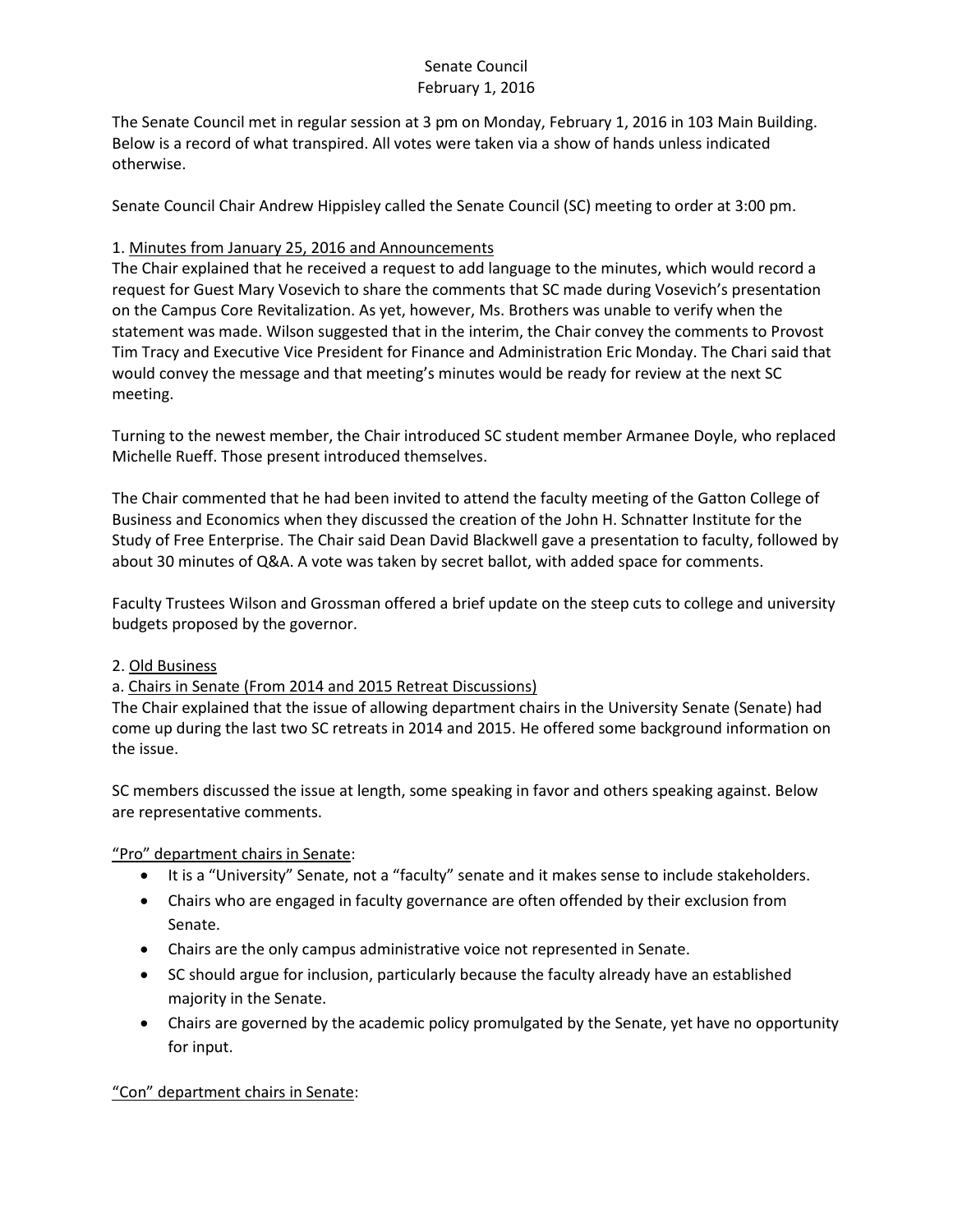Senate Council
February 1, 2016

The Senate Council met in regular session at 3 pm on Monday, February 1, 2016 in 103 Main Building. Below is a record of what transpired. All votes were taken via a show of hands unless indicated otherwise.

Senate Council Chair Andrew Hippisley called the Senate Council (SC) meeting to order at 3:00 pm.

1. Minutes from January 25, 2016 and Announcements

The Chair explained that he received a request to add language to the minutes, which would record a request for Guest Mary Vosevich to share the comments that SC made during Vosevich's presentation on the Campus Core Revitalization. As yet, however, Ms. Brothers was unable to verify when the statement was made. Wilson suggested that in the interim, the Chair convey the comments to Provost Tim Tracy and Executive Vice President for Finance and Administration Eric Monday. The Chari said that would convey the message and that meeting's minutes would be ready for review at the next SC meeting.

Turning to the newest member, the Chair introduced SC student member Armanee Doyle, who replaced Michelle Rueff. Those present introduced themselves.

The Chair commented that he had been invited to attend the faculty meeting of the Gatton College of Business and Economics when they discussed the creation of the John H. Schnatter Institute for the Study of Free Enterprise. The Chair said Dean David Blackwell gave a presentation to faculty, followed by about 30 minutes of Q&A. A vote was taken by secret ballot, with added space for comments.

Faculty Trustees Wilson and Grossman offered a brief update on the steep cuts to college and university budgets proposed by the governor.

2. Old Business

a. Chairs in Senate (From 2014 and 2015 Retreat Discussions)

The Chair explained that the issue of allowing department chairs in the University Senate (Senate) had come up during the last two SC retreats in 2014 and 2015. He offered some background information on the issue.

SC members discussed the issue at length, some speaking in favor and others speaking against. Below are representative comments.

"Pro" department chairs in Senate:

- It is a "University" Senate, not a "faculty" senate and it makes sense to include stakeholders.
- Chairs who are engaged in faculty governance are often offended by their exclusion from Senate.
- Chairs are the only campus administrative voice not represented in Senate.
- SC should argue for inclusion, particularly because the faculty already have an established majority in the Senate.
- Chairs are governed by the academic policy promulgated by the Senate, yet have no opportunity for input.

"Con" department chairs in Senate: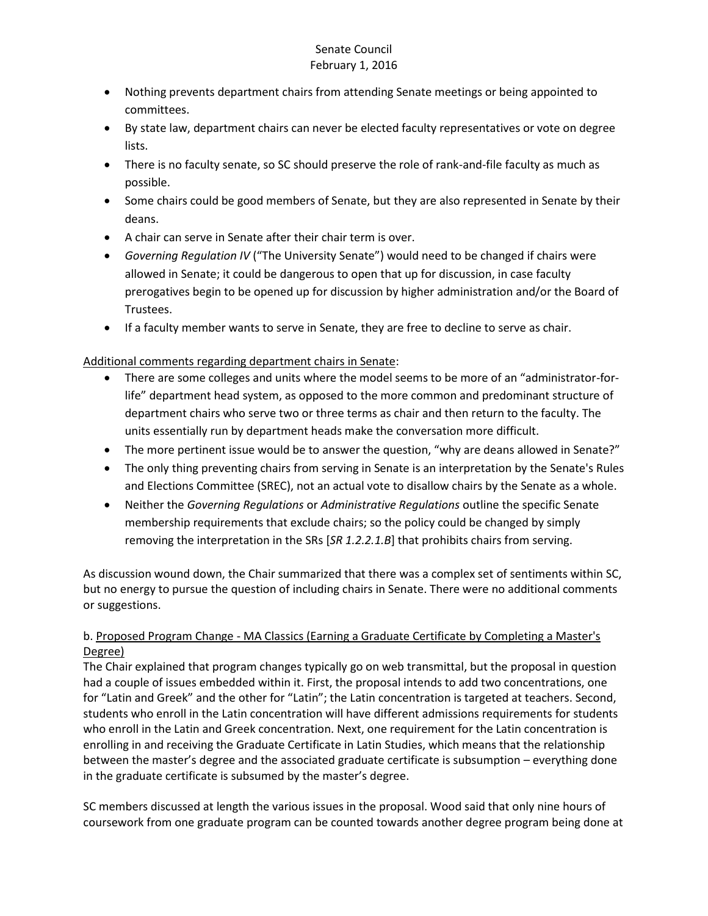- Nothing prevents department chairs from attending Senate meetings or being appointed to committees.
- By state law, department chairs can never be elected faculty representatives or vote on degree lists.
- There is no faculty senate, so SC should preserve the role of rank-and-file faculty as much as possible.
- Some chairs could be good members of Senate, but they are also represented in Senate by their deans.
- A chair can serve in Senate after their chair term is over.
- *Governing Regulation IV* ("The University Senate") would need to be changed if chairs were allowed in Senate; it could be dangerous to open that up for discussion, in case faculty prerogatives begin to be opened up for discussion by higher administration and/or the Board of Trustees.
- If a faculty member wants to serve in Senate, they are free to decline to serve as chair.

<u>Additional comments regarding department chairs in Senate</u>:

- There are some colleges and units where the model seems to be more of an "administrator-for-life" department head system, as opposed to the more common and predominant structure of department chairs who serve two or three terms as chair and then return to the faculty. The units essentially run by department heads make the conversation more difficult.
- The more pertinent issue would be to answer the question, "why are deans allowed in Senate?"
- The only thing preventing chairs from serving in Senate is an interpretation by the Senate's Rules and Elections Committee (SREC), not an actual vote to disallow chairs by the Senate as a whole.
- Neither the *Governing Regulations* or *Administrative Regulations* outline the specific Senate membership requirements that exclude chairs; so the policy could be changed by simply removing the interpretation in the SRs [*SR 1.2.2.1.B*] that prohibits chairs from serving.

As discussion wound down, the Chair summarized that there was a complex set of sentiments within SC, but no energy to pursue the question of including chairs in Senate. There were no additional comments or suggestions.

b. <u>Proposed Program Change - MA Classics (Earning a Graduate Certificate by Completing a Master's Degree)</u>

The Chair explained that program changes typically go on web transmittal, but the proposal in question had a couple of issues embedded within it. First, the proposal intends to add two concentrations, one for "Latin and Greek" and the other for "Latin"; the Latin concentration is targeted at teachers. Second, students who enroll in the Latin concentration will have different admissions requirements for students who enroll in the Latin and Greek concentration. Next, one requirement for the Latin concentration is enrolling in and receiving the Graduate Certificate in Latin Studies, which means that the relationship between the master's degree and the associated graduate certificate is subsumption – everything done in the graduate certificate is subsumed by the master's degree.

SC members discussed at length the various issues in the proposal. Wood said that only nine hours of coursework from one graduate program can be counted towards another degree program being done at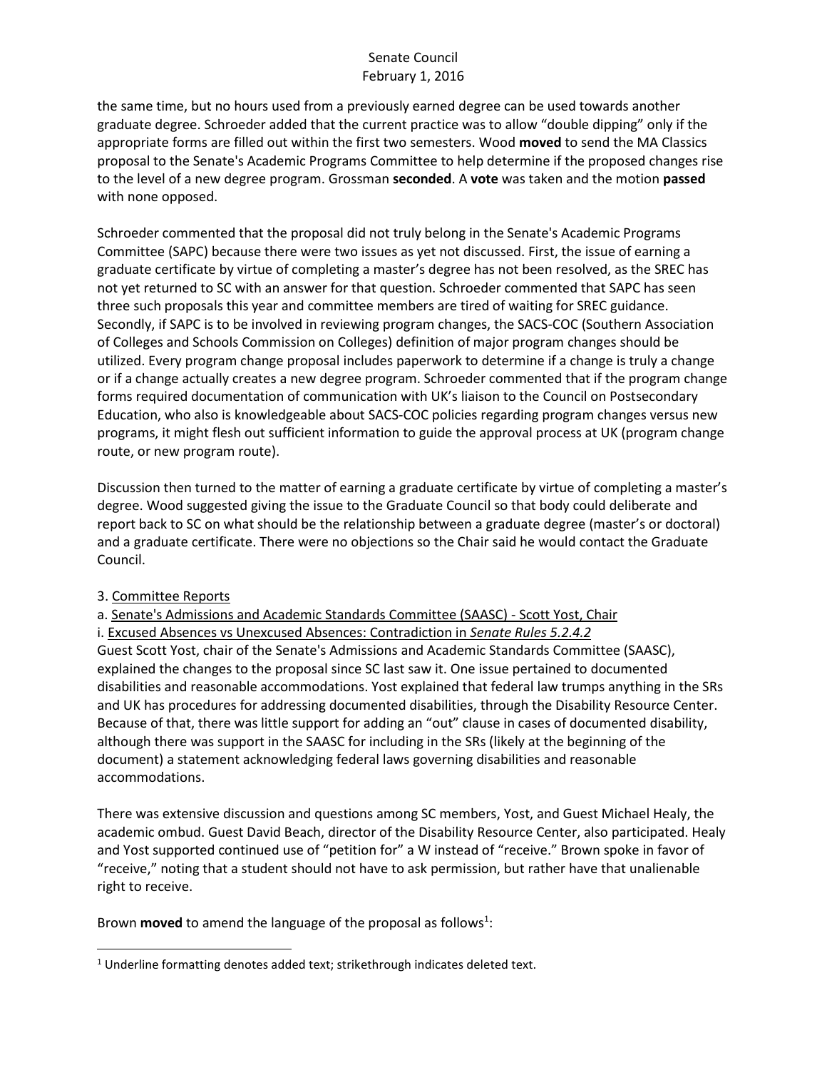the same time, but no hours used from a previously earned degree can be used towards another graduate degree. Schroeder added that the current practice was to allow "double dipping" only if the appropriate forms are filled out within the first two semesters. Wood **moved** to send the MA Classics proposal to the Senate's Academic Programs Committee to help determine if the proposed changes rise to the level of a new degree program. Grossman **seconded**. A **vote** was taken and the motion **passed** with none opposed.

Schroeder commented that the proposal did not truly belong in the Senate's Academic Programs Committee (SAPC) because there were two issues as yet not discussed. First, the issue of earning a graduate certificate by virtue of completing a master's degree has not been resolved, as the SREC has not yet returned to SC with an answer for that question. Schroeder commented that SAPC has seen three such proposals this year and committee members are tired of waiting for SREC guidance. Secondly, if SAPC is to be involved in reviewing program changes, the SACS-COC (Southern Association of Colleges and Schools Commission on Colleges) definition of major program changes should be utilized. Every program change proposal includes paperwork to determine if a change is truly a change or if a change actually creates a new degree program. Schroeder commented that if the program change forms required documentation of communication with UK's liaison to the Council on Postsecondary Education, who also is knowledgeable about SACS-COC policies regarding program changes versus new programs, it might flesh out sufficient information to guide the approval process at UK (program change route, or new program route).

Discussion then turned to the matter of earning a graduate certificate by virtue of completing a master's degree. Wood suggested giving the issue to the Graduate Council so that body could deliberate and report back to SC on what should be the relationship between a graduate degree (master's or doctoral) and a graduate certificate. There were no objections so the Chair said he would contact the Graduate Council.

3. <u>Committee Reports</u>

a. <u>Senate's Admissions and Academic Standards Committee (SAASC) - Scott Yost, Chair</u>

i. <u>Excused Absences vs Unexcused Absences: Contradiction in *Senate Rules 5.2.4.2*</u>

Guest Scott Yost, chair of the Senate's Admissions and Academic Standards Committee (SAASC), explained the changes to the proposal since SC last saw it. One issue pertained to documented disabilities and reasonable accommodations. Yost explained that federal law trumps anything in the SRs and UK has procedures for addressing documented disabilities, through the Disability Resource Center. Because of that, there was little support for adding an "out" clause in cases of documented disability, although there was support in the SAASC for including in the SRs (likely at the beginning of the document) a statement acknowledging federal laws governing disabilities and reasonable accommodations.

There was extensive discussion and questions among SC members, Yost, and Guest Michael Healy, the academic ombud. Guest David Beach, director of the Disability Resource Center, also participated. Healy and Yost supported continued use of "petition for" a W instead of "receive." Brown spoke in favor of "receive," noting that a student should not have to ask permission, but rather have that unalienable right to receive.

Brown **moved** to amend the language of the proposal as follows[1]:

[1] Underline formatting denotes added text; strikethrough indicates deleted text.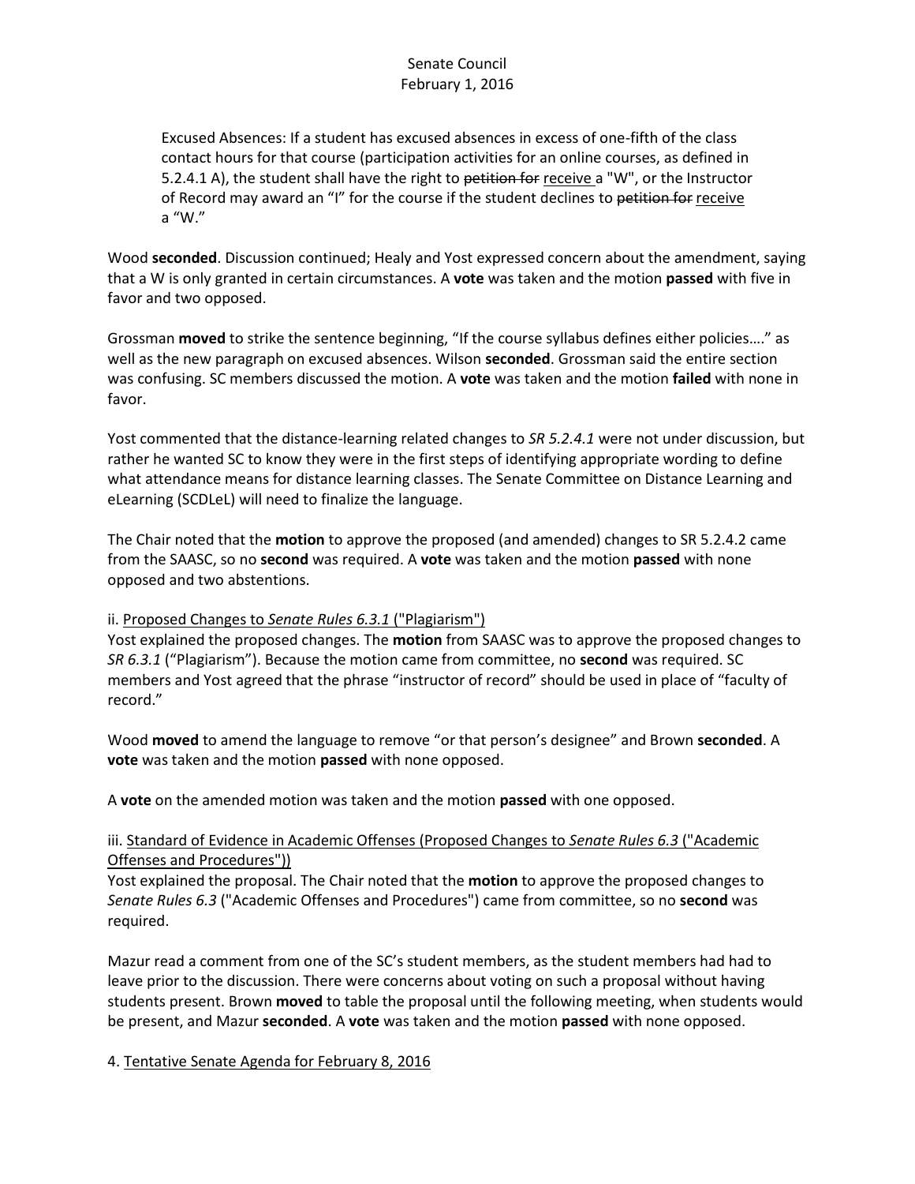> Excused Absences: If a student has excused absences in excess of one-fifth of the class contact hours for that course (participation activities for an online courses, as defined in 5.2.4.1 A), the student shall have the right to ~~petition for~~ receive a "W", or the Instructor of Record may award an "I" for the course if the student declines to ~~petition for~~ receive a "W."

Wood **seconded**. Discussion continued; Healy and Yost expressed concern about the amendment, saying that a W is only granted in certain circumstances. A **vote** was taken and the motion **passed** with five in favor and two opposed.

Grossman **moved** to strike the sentence beginning, "If the course syllabus defines either policies…." as well as the new paragraph on excused absences. Wilson **seconded**. Grossman said the entire section was confusing. SC members discussed the motion. A **vote** was taken and the motion **failed** with none in favor.

Yost commented that the distance-learning related changes to *SR 5.2.4.1* were not under discussion, but rather he wanted SC to know they were in the first steps of identifying appropriate wording to define what attendance means for distance learning classes. The Senate Committee on Distance Learning and eLearning (SCDLeL) will need to finalize the language.

The Chair noted that the **motion** to approve the proposed (and amended) changes to SR 5.2.4.2 came from the SAASC, so no **second** was required. A **vote** was taken and the motion **passed** with none opposed and two abstentions.

ii. Proposed Changes to *Senate Rules 6.3.1* ("Plagiarism")

Yost explained the proposed changes. The **motion** from SAASC was to approve the proposed changes to *SR 6.3.1* ("Plagiarism"). Because the motion came from committee, no **second** was required. SC members and Yost agreed that the phrase "instructor of record" should be used in place of "faculty of record."

Wood **moved** to amend the language to remove "or that person's designee" and Brown **seconded**. A **vote** was taken and the motion **passed** with none opposed.

A **vote** on the amended motion was taken and the motion **passed** with one opposed.

iii. Standard of Evidence in Academic Offenses (Proposed Changes to *Senate Rules 6.3* ("Academic Offenses and Procedures"))

Yost explained the proposal. The Chair noted that the **motion** to approve the proposed changes to *Senate Rules 6.3* ("Academic Offenses and Procedures") came from committee, so no **second** was required.

Mazur read a comment from one of the SC's student members, as the student members had had to leave prior to the discussion. There were concerns about voting on such a proposal without having students present. Brown **moved** to table the proposal until the following meeting, when students would be present, and Mazur **seconded**. A **vote** was taken and the motion **passed** with none opposed.

4. Tentative Senate Agenda for February 8, 2016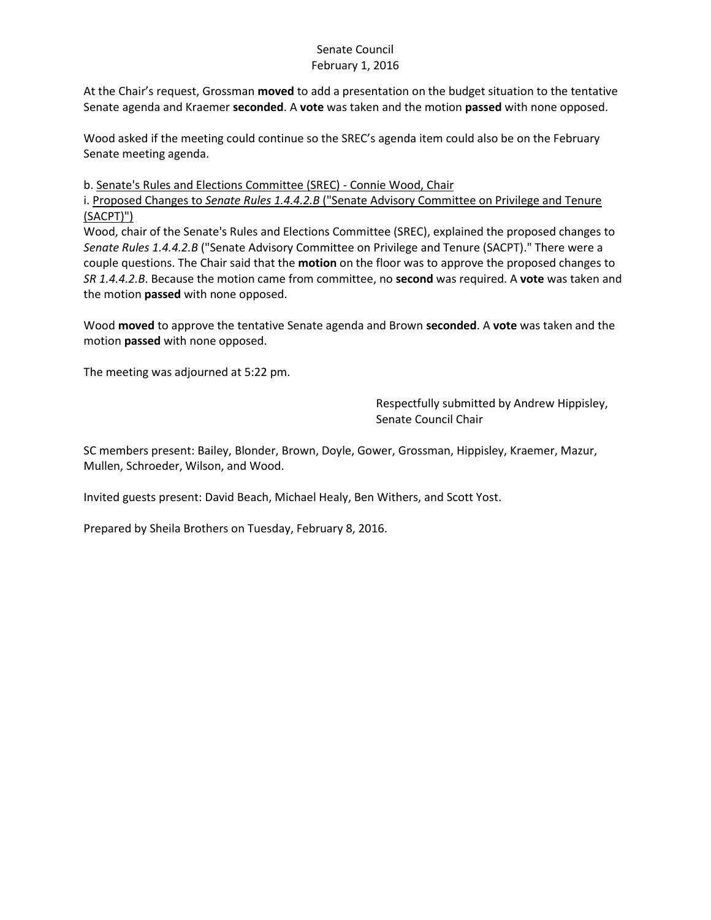Senate Council
February 1, 2016

At the Chair's request, Grossman **moved** to add a presentation on the budget situation to the tentative Senate agenda and Kraemer **seconded**. A **vote** was taken and the motion **passed** with none opposed.

Wood asked if the meeting could continue so the SREC's agenda item could also be on the February Senate meeting agenda.

b. <u>Senate's Rules and Elections Committee (SREC) - Connie Wood, Chair</u>
i. <u>Proposed Changes to *Senate Rules 1.4.4.2.B* ("Senate Advisory Committee on Privilege and Tenure (SACPT)")</u>
Wood, chair of the Senate's Rules and Elections Committee (SREC), explained the proposed changes to *Senate Rules 1.4.4.2.B* ("Senate Advisory Committee on Privilege and Tenure (SACPT)." There were a couple questions. The Chair said that the **motion** on the floor was to approve the proposed changes to *SR 1.4.4.2.B*. Because the motion came from committee, no **second** was required. A **vote** was taken and the motion **passed** with none opposed.

Wood **moved** to approve the tentative Senate agenda and Brown **seconded**. A **vote** was taken and the motion **passed** with none opposed.

The meeting was adjourned at 5:22 pm.

Respectfully submitted by Andrew Hippisley,
Senate Council Chair

SC members present: Bailey, Blonder, Brown, Doyle, Gower, Grossman, Hippisley, Kraemer, Mazur, Mullen, Schroeder, Wilson, and Wood.

Invited guests present: David Beach, Michael Healy, Ben Withers, and Scott Yost.

Prepared by Sheila Brothers on Tuesday, February 8, 2016.